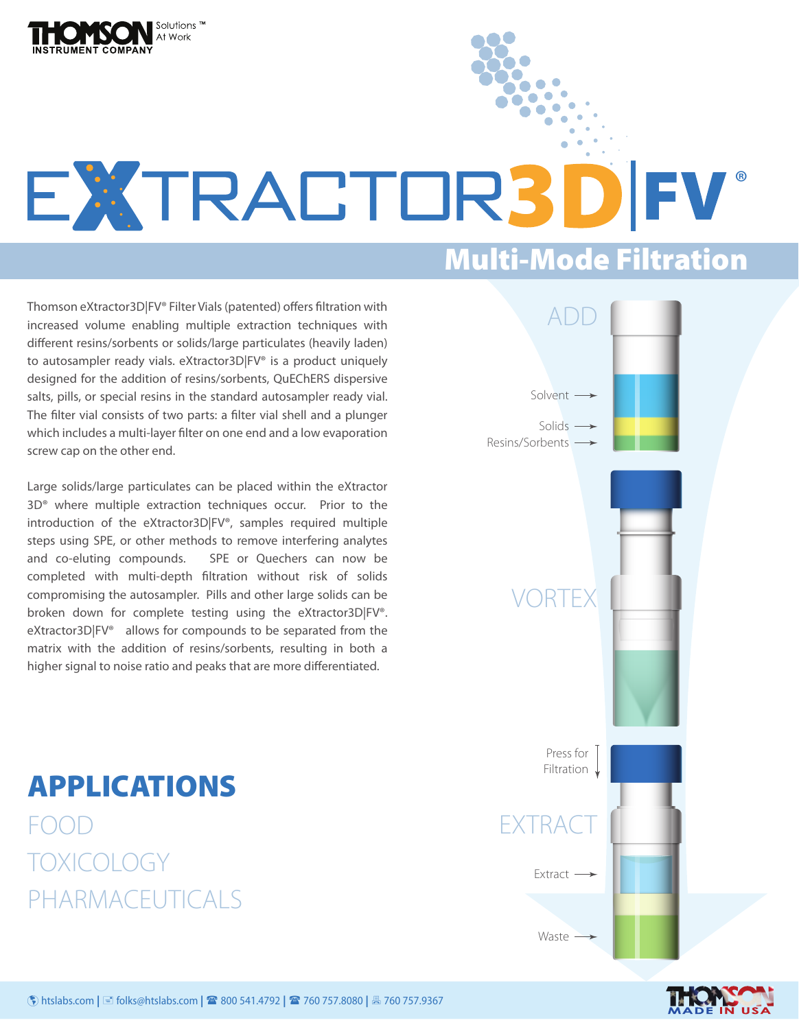# eXTRACTOR3D|FV®

## Multi-Mode Filtration

Thomson eXtractor3D|FV® Filter Vials (patented) offers filtration with increased volume enabling multiple extraction techniques with different resins/sorbents or solids/large particulates (heavily laden) to autosampler ready vials. eXtractor3D|FV® is a product uniquely designed for the addition of resins/sorbents, QuEChERS dispersive salts, pills, or special resins in the standard autosampler ready vial. The filter vial consists of two parts: a filter vial shell and a plunger which includes a multi-layer filter on one end and a low evaporation screw cap on the other end.

Large solids/large particulates can be placed within the eXtractor 3D® where multiple extraction techniques occur. Prior to the introduction of the eXtractor3D|FV®, samples required multiple steps using SPE, or other methods to remove interfering analytes and co-eluting compounds. SPE or Quechers can now be completed with multi-depth filtration without risk of solids compromising the autosampler. Pills and other large solids can be broken down for complete testing using the eXtractor3D|FV®. eXtractor3D|FV® allows for compounds to be separated from the matrix with the addition of resins/sorbents, resulting in both a higher signal to noise ratio and peaks that are more differentiated.

ADD

Solvent →

Solids →

Resins/Sorbents →

VORTEX

Press for Filtration

EXTRACT

Extract →

Waste →

## APPLICATIONS

FOOD

TOXICOLOGY

PHARMACEUTICALS

htslabs.com | folks@htslabs.com | 800 541.4792 | 760 757.8080 | 760 757.9367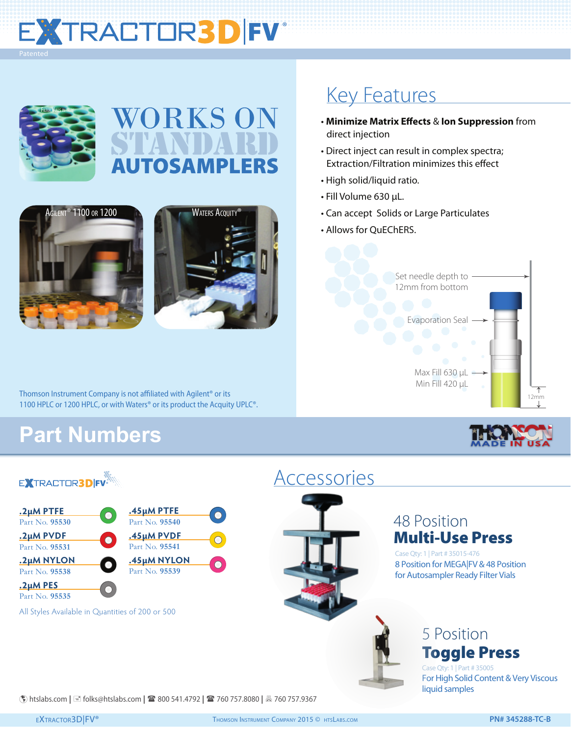# EXTRACTOR3D|FV®

Patented

## WORKS ON STANDARD AUTOSAMPLERS

Filter Vials in Tray

Agilent® 1100 or 1200

Waters Acquity®

Thomson Instrument Company is not affiliated with Agilent® or its 1100 HPLC or 1200 HPLC, or with Waters® or its product the Acquity UPLC®.

## Key Features

- **Minimize Matrix Effects** & **Ion Suppression** from direct injection
- Direct inject can result in complex spectra; Extraction/Filtration minimizes this effect
- High solid/liquid ratio.
- Fill Volume 630 µL.
- Can accept Solids or Large Particulates
- Allows for QuEChERS.

Set needle depth to 12mm from bottom

Evaporation Seal

Max Fill 630 µL
Min Fill 420 µL

12mm

## Part Numbers

THOMSON MADE IN USA

EXTRACTOR3D|FV

| | |
|---|---|
| **.2µM PTFE** Part No. 95530 | **.45µM PTFE** Part No. 95540 |
| **.2µM PVDF** Part No. 95531 | **.45µM PVDF** Part No. 95541 |
| **.2µM NYLON** Part No. 95538 | **.45µM NYLON** Part No. 95539 |
| **.2µM PES** Part No. 95535 | |

All Styles Available in Quantities of 200 or 500

## Accessories

### 48 Position **Multi-Use Press**

Case Qty: 1 | Part # 35015-476

8 Position for MEGA|FV & 48 Position for Autosampler Ready Filter Vials

### 5 Position **Toggle Press**

Case Qty: 1 | Part # 35005

For High Solid Content & Very Viscous liquid samples

htslabs.com | folks@htslabs.com | 800 541.4792 | 760 757.8080 | 760 757.9367

EXTRACTOR3D|FV® Thomson Instrument Company 2015 © htsLabs.com PN# 345288-TC-B